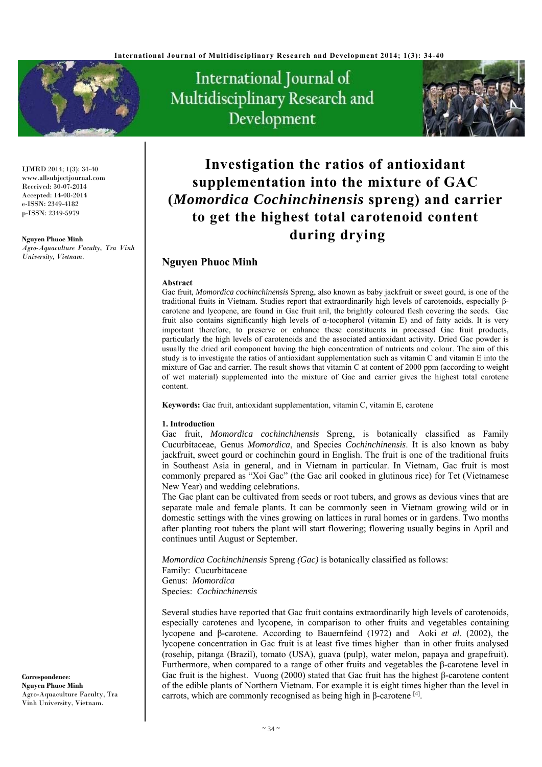IJMRD 2014; 1(3): 34-40
www.allsubjectjournal.com
Received: 30-07-2014
Accepted: 14-08-2014
e-ISSN: 2349-4182
p-ISSN: 2349-5979

**Nguyen Phuoc Minh**
*Agro-Aquaculture Faculty, Tra Vinh University, Vietnam.*

**Correspondence:**
**Nguyen Phuoc Minh**
Agro-Aquaculture Faculty, Tra Vinh University, Vietnam.

# Investigation the ratios of antioxidant supplementation into the mixture of GAC (*Momordica Cochinchinensis* spreng) and carrier to get the highest total carotenoid content during drying

## Nguyen Phuoc Minh

**Abstract**

Gac fruit, *Momordica cochinchinensis* Spreng, also known as baby jackfruit or sweet gourd, is one of the traditional fruits in Vietnam. Studies report that extraordinarily high levels of carotenoids, especially β-carotene and lycopene, are found in Gac fruit aril, the brightly coloured flesh covering the seeds. Gac fruit also contains significantly high levels of α-tocopherol (vitamin E) and of fatty acids. It is very important therefore, to preserve or enhance these constituents in processed Gac fruit products, particularly the high levels of carotenoids and the associated antioxidant activity. Dried Gac powder is usually the dried aril component having the high concentration of nutrients and colour. The aim of this study is to investigate the ratios of antioxidant supplementation such as vitamin C and vitamin E into the mixture of Gac and carrier. The result shows that vitamin C at content of 2000 ppm (according to weight of wet material) supplemented into the mixture of Gac and carrier gives the highest total carotene content.

**Keywords:** Gac fruit, antioxidant supplementation, vitamin C, vitamin E, carotene

**1. Introduction**

Gac fruit, *Momordica cochinchinensis* Spreng, is botanically classified as Family Cucurbitaceae, Genus *Momordica*, and Species *Cochinchinensis*. It is also known as baby jackfruit, sweet gourd or cochinchin gourd in English. The fruit is one of the traditional fruits in Southeast Asia in general, and in Vietnam in particular. In Vietnam, Gac fruit is most commonly prepared as "Xoi Gac" (the Gac aril cooked in glutinous rice) for Tet (Vietnamese New Year) and wedding celebrations.

The Gac plant can be cultivated from seeds or root tubers, and grows as devious vines that are separate male and female plants. It can be commonly seen in Vietnam growing wild or in domestic settings with the vines growing on lattices in rural homes or in gardens. Two months after planting root tubers the plant will start flowering; flowering usually begins in April and continues until August or September.

*Momordica Cochinchinensis* Spreng *(Gac)* is botanically classified as follows:
Family: Cucurbitaceae
Genus: *Momordica*
Species: *Cochinchinensis*

Several studies have reported that Gac fruit contains extraordinarily high levels of carotenoids, especially carotenes and lycopene, in comparison to other fruits and vegetables containing lycopene and β-carotene. According to Bauernfeind (1972) and Aoki *et al*. (2002), the lycopene concentration in Gac fruit is at least five times higher than in other fruits analysed (rosehip, pitanga (Brazil), tomato (USA), guava (pulp), water melon, papaya and grapefruit). Furthermore, when compared to a range of other fruits and vegetables the β-carotene level in Gac fruit is the highest. Vuong (2000) stated that Gac fruit has the highest β-carotene content of the edible plants of Northern Vietnam. For example it is eight times higher than the level in carrots, which are commonly recognised as being high in β-carotene [4].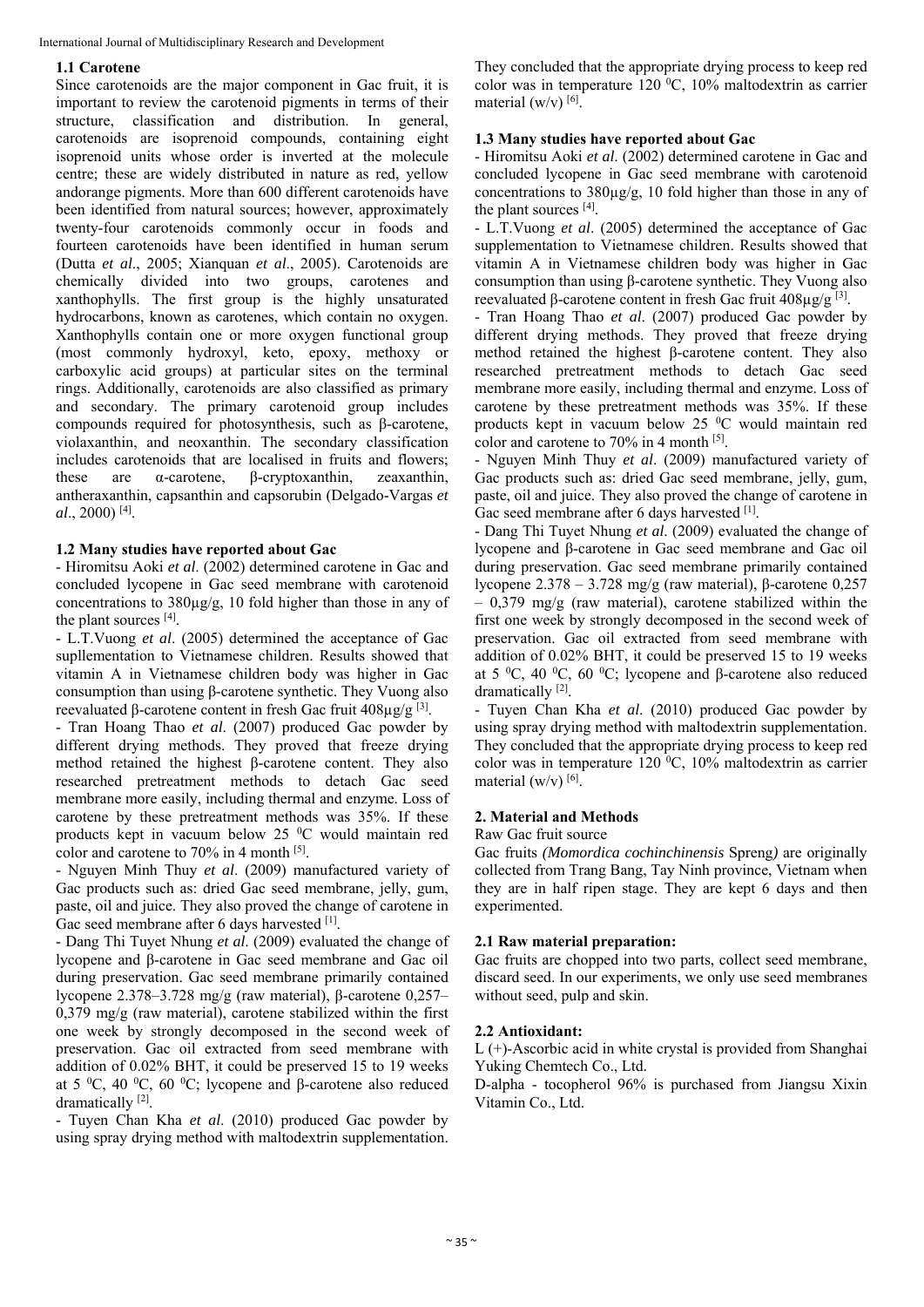### 1.1 Carotene

Since carotenoids are the major component in Gac fruit, it is important to review the carotenoid pigments in terms of their structure, classification and distribution. In general, carotenoids are isoprenoid compounds, containing eight isoprenoid units whose order is inverted at the molecule centre; these are widely distributed in nature as red, yellow andorange pigments. More than 600 different carotenoids have been identified from natural sources; however, approximately twenty-four carotenoids commonly occur in foods and fourteen carotenoids have been identified in human serum (Dutta *et al*., 2005; Xianquan *et al*., 2005). Carotenoids are chemically divided into two groups, carotenes and xanthophylls. The first group is the highly unsaturated hydrocarbons, known as carotenes, which contain no oxygen. Xanthophylls contain one or more oxygen functional group (most commonly hydroxyl, keto, epoxy, methoxy or carboxylic acid groups) at particular sites on the terminal rings. Additionally, carotenoids are also classified as primary and secondary. The primary carotenoid group includes compounds required for photosynthesis, such as β-carotene, violaxanthin, and neoxanthin. The secondary classification includes carotenoids that are localised in fruits and flowers; these are α-carotene, β-cryptoxanthin, zeaxanthin, antheraxanthin, capsanthin and capsorubin (Delgado-Vargas *et al*., 2000) [4].

### 1.2 Many studies have reported about Gac

- Hiromitsu Aoki *et al*. (2002) determined carotene in Gac and concluded lycopene in Gac seed membrane with carotenoid concentrations to 380µg/g, 10 fold higher than those in any of the plant sources [4].
- L.T.Vuong *et al*. (2005) determined the acceptance of Gac supllementation to Vietnamese children. Results showed that vitamin A in Vietnamese children body was higher in Gac consumption than using β-carotene synthetic. They Vuong also reevaluated β-carotene content in fresh Gac fruit 408µg/g [3].
- Tran Hoang Thao *et al*. (2007) produced Gac powder by different drying methods. They proved that freeze drying method retained the highest β-carotene content. They also researched pretreatment methods to detach Gac seed membrane more easily, including thermal and enzyme. Loss of carotene by these pretreatment methods was 35%. If these products kept in vacuum below 25 $^0$C would maintain red color and carotene to 70% in 4 month [5].
- Nguyen Minh Thuy *et al*. (2009) manufactured variety of Gac products such as: dried Gac seed membrane, jelly, gum, paste, oil and juice. They also proved the change of carotene in Gac seed membrane after 6 days harvested [1].
- Dang Thi Tuyet Nhung *et al*. (2009) evaluated the change of lycopene and β-carotene in Gac seed membrane and Gac oil during preservation. Gac seed membrane primarily contained lycopene 2.378–3.728 mg/g (raw material), β-carotene 0,257–0,379 mg/g (raw material), carotene stabilized within the first one week by strongly decomposed in the second week of preservation. Gac oil extracted from seed membrane with addition of 0.02% BHT, it could be preserved 15 to 19 weeks at 5 $^0$C, 40 $^0$C, 60 $^0$C; lycopene and β-carotene also reduced dramatically [2].
- Tuyen Chan Kha *et al*. (2010) produced Gac powder by using spray drying method with maltodextrin supplementation. They concluded that the appropriate drying process to keep red color was in temperature 120 $^0$C, 10% maltodextrin as carrier material (w/v) [6].

### 1.3 Many studies have reported about Gac

- Hiromitsu Aoki *et al*. (2002) determined carotene in Gac and concluded lycopene in Gac seed membrane with carotenoid concentrations to 380µg/g, 10 fold higher than those in any of the plant sources [4].
- L.T.Vuong *et al*. (2005) determined the acceptance of Gac supplementation to Vietnamese children. Results showed that vitamin A in Vietnamese children body was higher in Gac consumption than using β-carotene synthetic. They Vuong also reevaluated β-carotene content in fresh Gac fruit 408µg/g [3].
- Tran Hoang Thao *et al*. (2007) produced Gac powder by different drying methods. They proved that freeze drying method retained the highest β-carotene content. They also researched pretreatment methods to detach Gac seed membrane more easily, including thermal and enzyme. Loss of carotene by these pretreatment methods was 35%. If these products kept in vacuum below 25 $^0$C would maintain red color and carotene to 70% in 4 month [5].
- Nguyen Minh Thuy *et al*. (2009) manufactured variety of Gac products such as: dried Gac seed membrane, jelly, gum, paste, oil and juice. They also proved the change of carotene in Gac seed membrane after 6 days harvested [1].
- Dang Thi Tuyet Nhung *et al*. (2009) evaluated the change of lycopene and β-carotene in Gac seed membrane and Gac oil during preservation. Gac seed membrane primarily contained lycopene 2.378 – 3.728 mg/g (raw material), β-carotene 0,257 – 0,379 mg/g (raw material), carotene stabilized within the first one week by strongly decomposed in the second week of preservation. Gac oil extracted from seed membrane with addition of 0.02% BHT, it could be preserved 15 to 19 weeks at 5 $^0$C, 40 $^0$C, 60 $^0$C; lycopene and β-carotene also reduced dramatically [2].
- Tuyen Chan Kha *et al*. (2010) produced Gac powder by using spray drying method with maltodextrin supplementation. They concluded that the appropriate drying process to keep red color was in temperature 120 $^0$C, 10% maltodextrin as carrier material (w/v) [6].

## 2. Material and Methods

Raw Gac fruit source

Gac fruits *(Momordica cochinchinensis* Spreng*)* are originally collected from Trang Bang, Tay Ninh province, Vietnam when they are in half ripen stage. They are kept 6 days and then experimented.

### 2.1 Raw material preparation:

Gac fruits are chopped into two parts, collect seed membrane, discard seed. In our experiments, we only use seed membranes without seed, pulp and skin.

### 2.2 Antioxidant:

L (+)-Ascorbic acid in white crystal is provided from Shanghai Yuking Chemtech Co., Ltd.

D-alpha - tocopherol 96% is purchased from Jiangsu Xixin Vitamin Co., Ltd.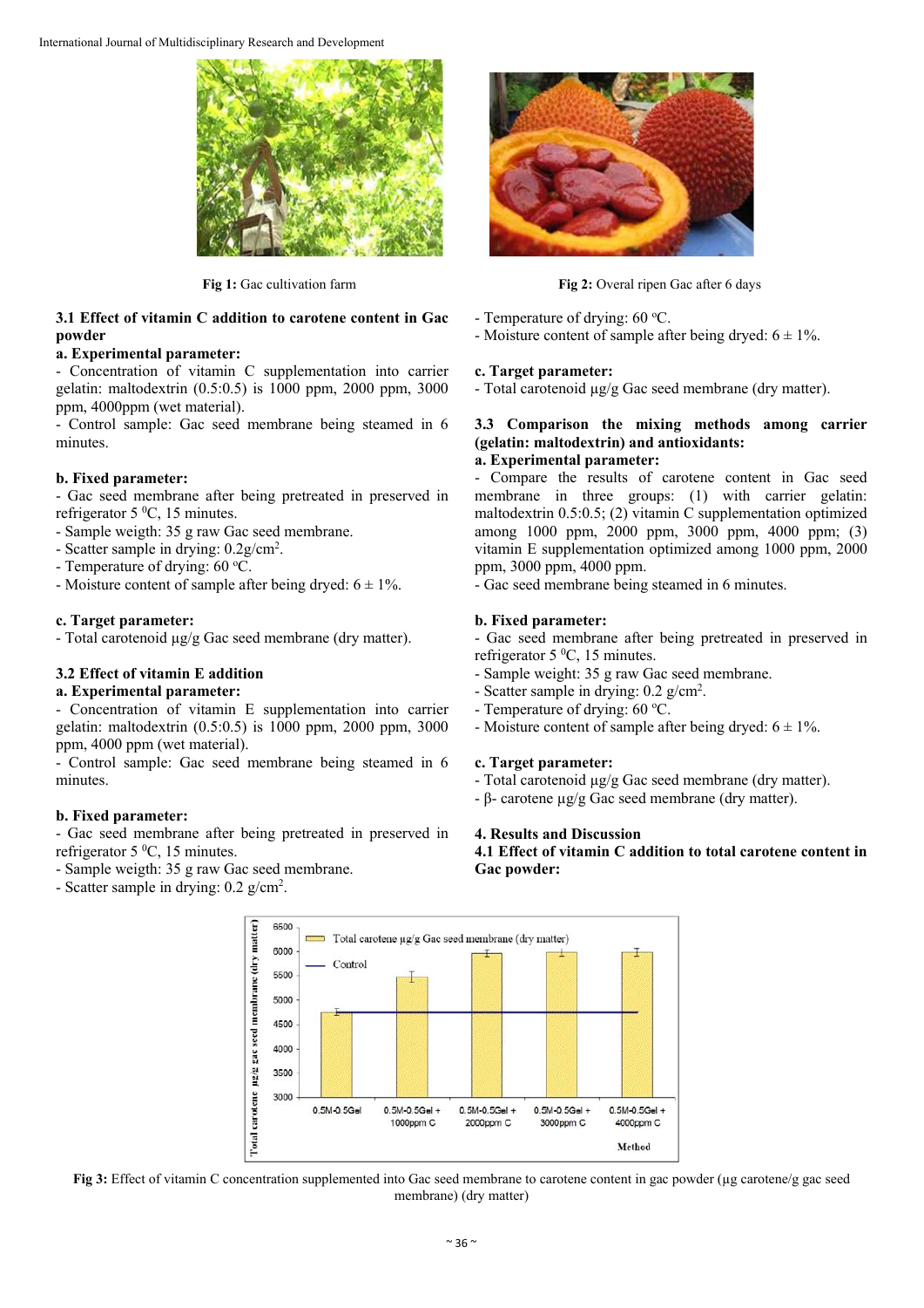Fig 1: Gac cultivation farm

Fig 2: Overal ripen Gac after 6 days

### 3.1 Effect of vitamin C addition to carotene content in Gac powder

**a. Experimental parameter:**

- Concentration of vitamin C supplementation into carrier gelatin: maltodextrin (0.5:0.5) is 1000 ppm, 2000 ppm, 3000 ppm, 4000ppm (wet material).
- Control sample: Gac seed membrane being steamed in 6 minutes.

**b. Fixed parameter:**

- Gac seed membrane after being pretreated in preserved in refrigerator 5 $^{0}$C, 15 minutes.
- Sample weigth: 35 g raw Gac seed membrane.
- Scatter sample in drying: 0.2g/cm$^{2}$.
- Temperature of drying: 60 $^{o}$C.
- Moisture content of sample after being dryed: 6 ± 1%.

**c. Target parameter:**

- Total carotenoid µg/g Gac seed membrane (dry matter).

### 3.2 Effect of vitamin E addition

**a. Experimental parameter:**

- Concentration of vitamin E supplementation into carrier gelatin: maltodextrin (0.5:0.5) is 1000 ppm, 2000 ppm, 3000 ppm, 4000 ppm (wet material).
- Control sample: Gac seed membrane being steamed in 6 minutes.

**b. Fixed parameter:**

- Gac seed membrane after being pretreated in preserved in refrigerator 5 $^{0}$C, 15 minutes.
- Sample weigth: 35 g raw Gac seed membrane.
- Scatter sample in drying: 0.2 g/cm$^{2}$.
- Temperature of drying: 60 $^{o}$C.
- Moisture content of sample after being dryed: 6 ± 1%.

**c. Target parameter:**

- Total carotenoid µg/g Gac seed membrane (dry matter).

### 3.3 Comparison the mixing methods among carrier (gelatin: maltodextrin) and antioxidants:

**a. Experimental parameter:**

- Compare the results of carotene content in Gac seed membrane in three groups: (1) with carrier gelatin: maltodextrin 0.5:0.5; (2) vitamin C supplementation optimized among 1000 ppm, 2000 ppm, 3000 ppm, 4000 ppm; (3) vitamin E supplementation optimized among 1000 ppm, 2000 ppm, 3000 ppm, 4000 ppm.
- Gac seed membrane being steamed in 6 minutes.

**b. Fixed parameter:**

- Gac seed membrane after being pretreated in preserved in refrigerator 5 $^{0}$C, 15 minutes.
- Sample weight: 35 g raw Gac seed membrane.
- Scatter sample in drying: 0.2 g/cm$^{2}$.
- Temperature of drying: 60 $^{o}$C.
- Moisture content of sample after being dryed: 6 ± 1%.

**c. Target parameter:**

- Total carotenoid µg/g Gac seed membrane (dry matter).
- β- carotene µg/g Gac seed membrane (dry matter).

## 4. Results and Discussion

### 4.1 Effect of vitamin C addition to total carotene content in Gac powder:

Fig 3: Effect of vitamin C concentration supplemented into Gac seed membrane to carotene content in gac powder (µg carotene/g gac seed membrane) (dry matter)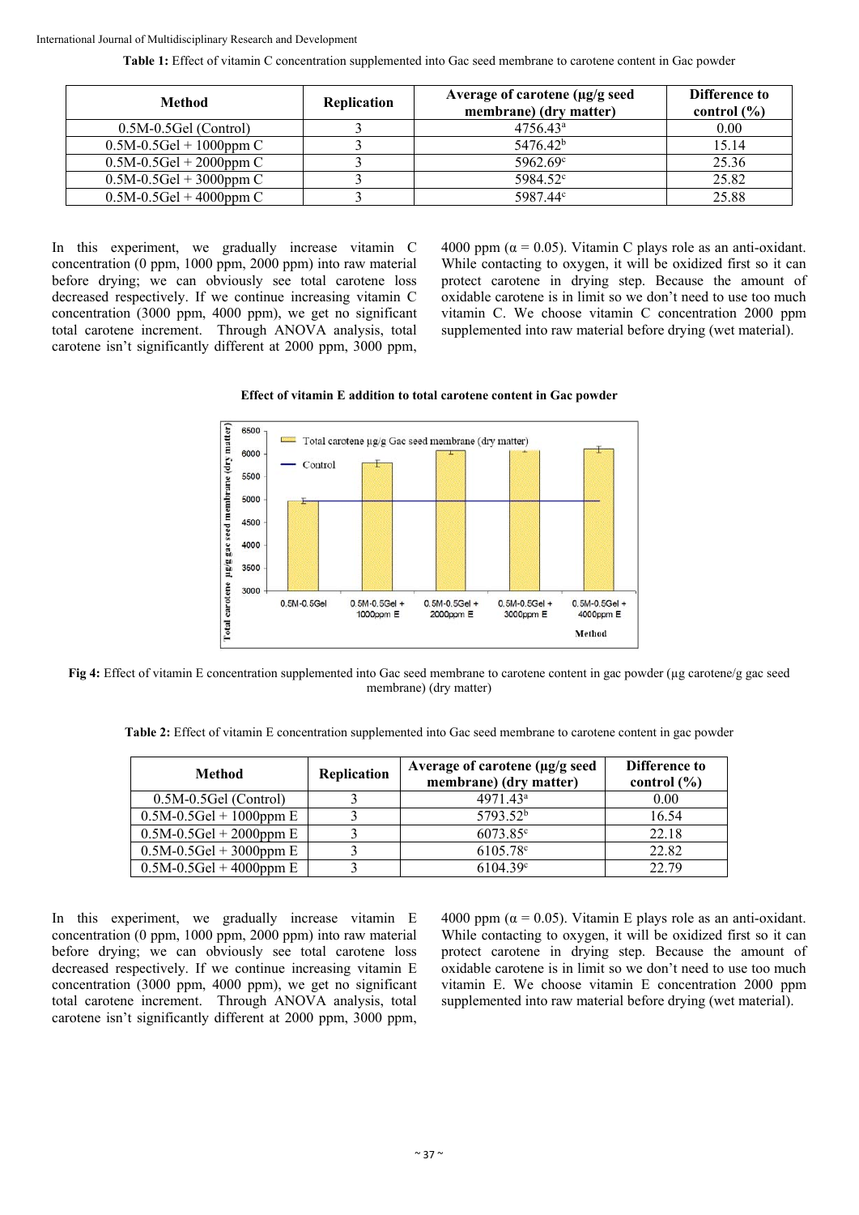**Table 1:** Effect of vitamin C concentration supplemented into Gac seed membrane to carotene content in Gac powder

| Method | Replication | Average of carotene (µg/g seed membrane) (dry matter) | Difference to control (%) |
|---|---|---|---|
| 0.5M-0.5Gel (Control) | 3 | 4756.43[a] | 0.00 |
| 0.5M-0.5Gel + 1000ppm C | 3 | 5476.42[b] | 15.14 |
| 0.5M-0.5Gel + 2000ppm C | 3 | 5962.69[c] | 25.36 |
| 0.5M-0.5Gel + 3000ppm C | 3 | 5984.52[c] | 25.82 |
| 0.5M-0.5Gel + 4000ppm C | 3 | 5987.44[c] | 25.88 |

In this experiment, we gradually increase vitamin C concentration (0 ppm, 1000 ppm, 2000 ppm) into raw material before drying; we can obviously see total carotene loss decreased respectively. If we continue increasing vitamin C concentration (3000 ppm, 4000 ppm), we get no significant total carotene increment. Through ANOVA analysis, total carotene isn't significantly different at 2000 ppm, 3000 ppm, 4000 ppm ($\alpha = 0.05$). Vitamin C plays role as an anti-oxidant. While contacting to oxygen, it will be oxidized first so it can protect carotene in drying step. Because the amount of oxidable carotene is in limit so we don't need to use too much vitamin C. We choose vitamin C concentration 2000 ppm supplemented into raw material before drying (wet material).

**Effect of vitamin E addition to total carotene content in Gac powder**

**Fig 4:** Effect of vitamin E concentration supplemented into Gac seed membrane to carotene content in gac powder (µg carotene/g gac seed membrane) (dry matter)

**Table 2:** Effect of vitamin E concentration supplemented into Gac seed membrane to carotene content in gac powder

| Method | Replication | Average of carotene (µg/g seed membrane) (dry matter) | Difference to control (%) |
|---|---|---|---|
| 0.5M-0.5Gel (Control) | 3 | 4971.43[a] | 0.00 |
| 0.5M-0.5Gel + 1000ppm E | 3 | 5793.52[b] | 16.54 |
| 0.5M-0.5Gel + 2000ppm E | 3 | 6073.85[c] | 22.18 |
| 0.5M-0.5Gel + 3000ppm E | 3 | 6105.78[c] | 22.82 |
| 0.5M-0.5Gel + 4000ppm E | 3 | 6104.39[c] | 22.79 |

In this experiment, we gradually increase vitamin E concentration (0 ppm, 1000 ppm, 2000 ppm) into raw material before drying; we can obviously see total carotene loss decreased respectively. If we continue increasing vitamin E concentration (3000 ppm, 4000 ppm), we get no significant total carotene increment. Through ANOVA analysis, total carotene isn't significantly different at 2000 ppm, 3000 ppm, 4000 ppm ($\alpha = 0.05$). Vitamin E plays role as an anti-oxidant. While contacting to oxygen, it will be oxidized first so it can protect carotene in drying step. Because the amount of oxidable carotene is in limit so we don't need to use too much vitamin E. We choose vitamin E concentration 2000 ppm supplemented into raw material before drying (wet material).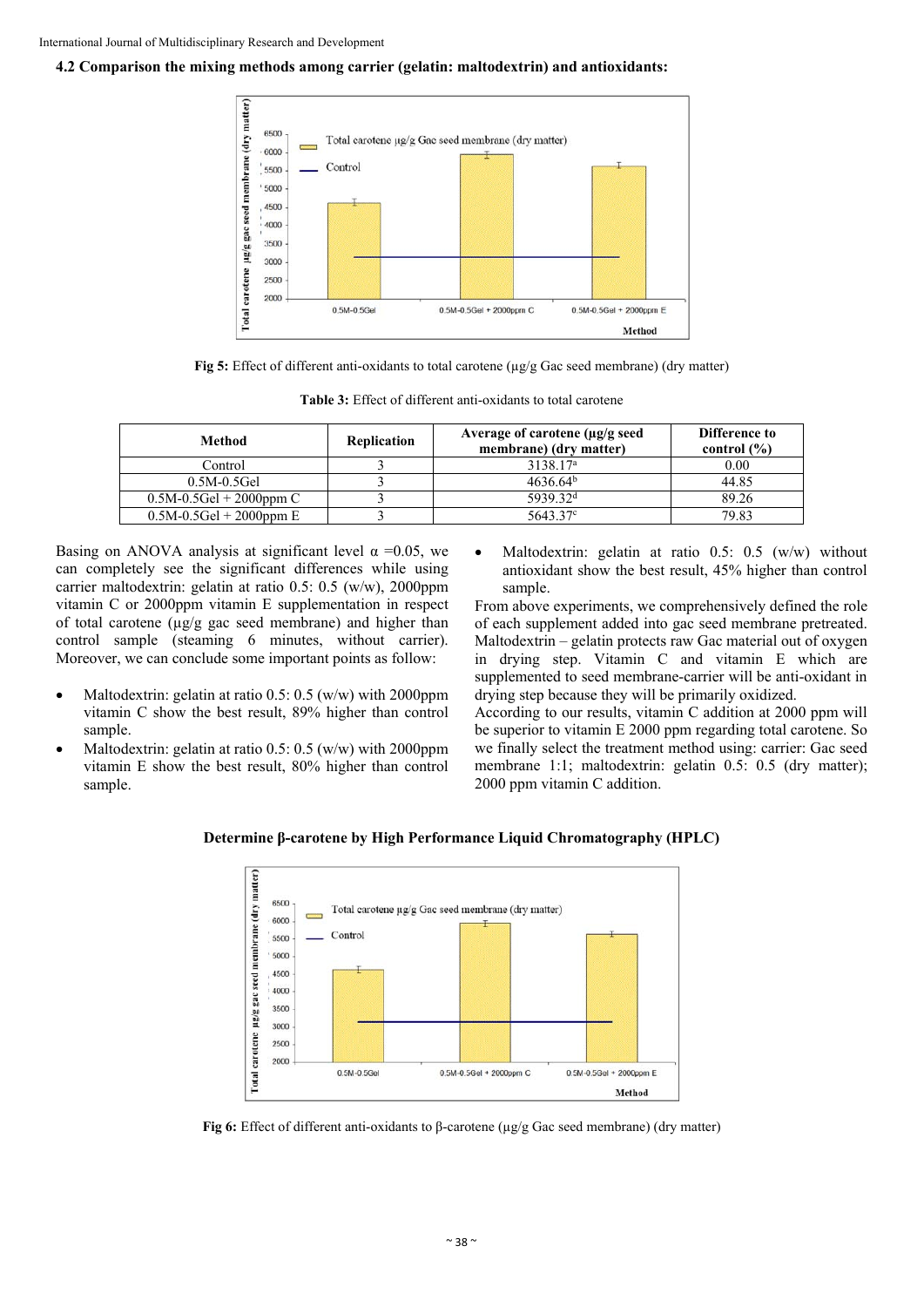### 4.2 Comparison the mixing methods among carrier (gelatin: maltodextrin) and antioxidants:

**Fig 5:** Effect of different anti-oxidants to total carotene (µg/g Gac seed membrane) (dry matter)

**Table 3:** Effect of different anti-oxidants to total carotene

| Method | Replication | Average of carotene (µg/g seed membrane) (dry matter) | Difference to control (%) |
|---|---|---|---|
| Control | 3 | 3138.17[a] | 0.00 |
| 0.5M-0.5Gel | 3 | 4636.64[b] | 44.85 |
| 0.5M-0.5Gel + 2000ppm C | 3 | 5939.32[d] | 89.26 |
| 0.5M-0.5Gel + 2000ppm E | 3 | 5643.37[c] | 79.83 |

Basing on ANOVA analysis at significant level $\alpha = 0.05$, we can completely see the significant differences while using carrier maltodextrin: gelatin at ratio 0.5: 0.5 (w/w), 2000ppm vitamin C or 2000ppm vitamin E supplementation in respect of total carotene (µg/g gac seed membrane) and higher than control sample (steaming 6 minutes, without carrier). Moreover, we can conclude some important points as follow:

- Maltodextrin: gelatin at ratio 0.5: 0.5 (w/w) with 2000ppm vitamin C show the best result, 89% higher than control sample.
- Maltodextrin: gelatin at ratio 0.5: 0.5 (w/w) with 2000ppm vitamin E show the best result, 80% higher than control sample.
- Maltodextrin: gelatin at ratio 0.5: 0.5 (w/w) without antioxidant show the best result, 45% higher than control sample.

From above experiments, we comprehensively defined the role of each supplement added into gac seed membrane pretreated. Maltodextrin – gelatin protects raw Gac material out of oxygen in drying step. Vitamin C and vitamin E which are supplemented to seed membrane-carrier will be anti-oxidant in drying step because they will be primarily oxidized.

According to our results, vitamin C addition at 2000 ppm will be superior to vitamin E 2000 ppm regarding total carotene. So we finally select the treatment method using: carrier: Gac seed membrane 1:1; maltodextrin: gelatin 0.5: 0.5 (dry matter); 2000 ppm vitamin C addition.

**Determine β-carotene by High Performance Liquid Chromatography (HPLC)**

**Fig 6:** Effect of different anti-oxidants to β-carotene (µg/g Gac seed membrane) (dry matter)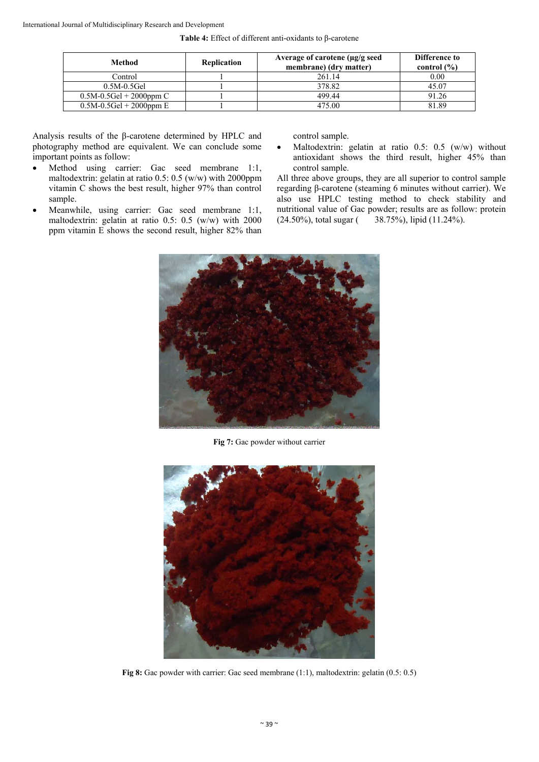**Table 4:** Effect of different anti-oxidants to β-carotene

| Method | Replication | Average of carotene (µg/g seed membrane) (dry matter) | Difference to control (%) |
|---|---|---|---|
| Control | 1 | 261.14 | 0.00 |
| 0.5M-0.5Gel | 1 | 378.82 | 45.07 |
| 0.5M-0.5Gel + 2000ppm C | 1 | 499.44 | 91.26 |
| 0.5M-0.5Gel + 2000ppm E | 1 | 475.00 | 81.89 |

Analysis results of the β-carotene determined by HPLC and photography method are equivalent. We can conclude some important points as follow:

- Method using carrier: Gac seed membrane 1:1, maltodextrin: gelatin at ratio 0.5: 0.5 (w/w) with 2000ppm vitamin C shows the best result, higher 97% than control sample.
- Meanwhile, using carrier: Gac seed membrane 1:1, maltodextrin: gelatin at ratio 0.5: 0.5 (w/w) with 2000 ppm vitamin E shows the second result, higher 82% than control sample.
- Maltodextrin: gelatin at ratio 0.5: 0.5 (w/w) without antioxidant shows the third result, higher 45% than control sample.

All three above groups, they are all superior to control sample regarding β-carotene (steaming 6 minutes without carrier). We also use HPLC testing method to check stability and nutritional value of Gac powder; results are as follow: protein (24.50%), total sugar ( 38.75%), lipid (11.24%).

**Fig 7:** Gac powder without carrier

**Fig 8:** Gac powder with carrier: Gac seed membrane (1:1), maltodextrin: gelatin (0.5: 0.5)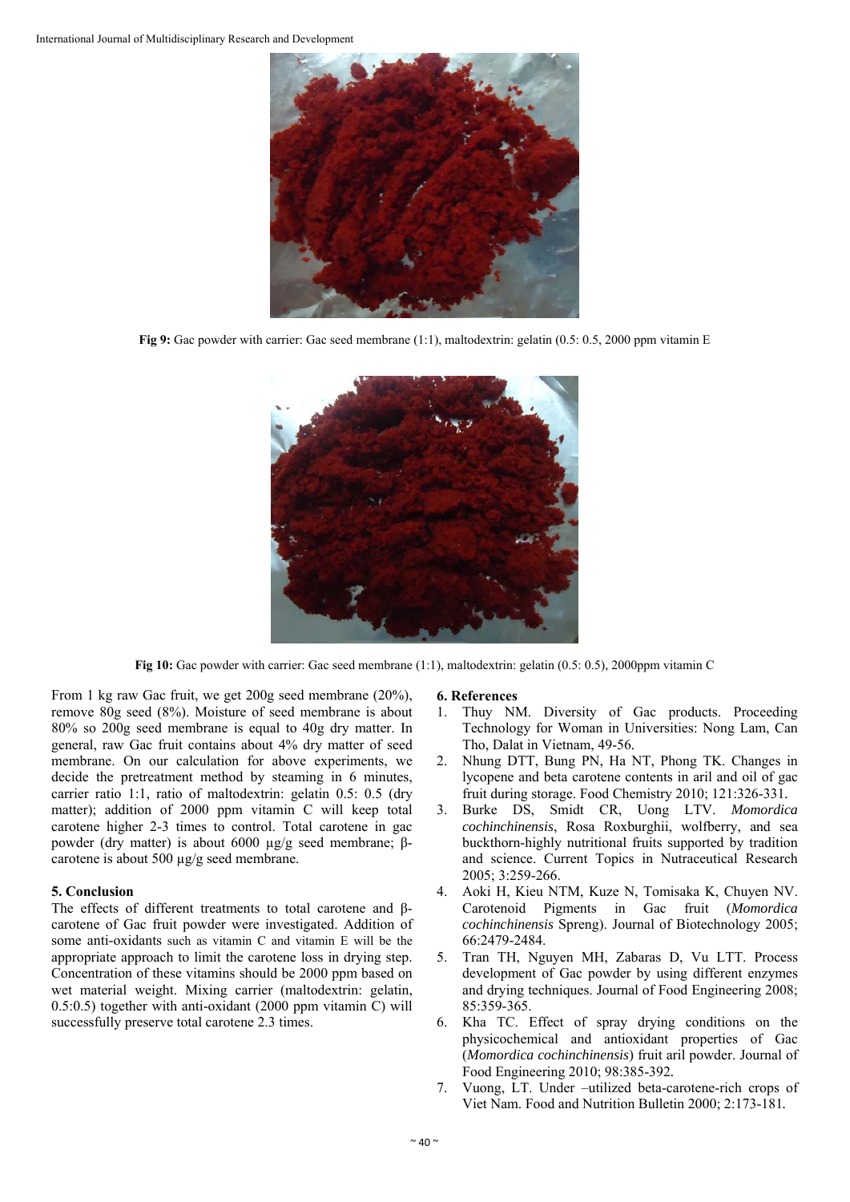**Fig 9:** Gac powder with carrier: Gac seed membrane (1:1), maltodextrin: gelatin (0.5: 0.5, 2000 ppm vitamin E

**Fig 10:** Gac powder with carrier: Gac seed membrane (1:1), maltodextrin: gelatin (0.5: 0.5), 2000ppm vitamin C

From 1 kg raw Gac fruit, we get 200g seed membrane (20%), remove 80g seed (8%). Moisture of seed membrane is about 80% so 200g seed membrane is equal to 40g dry matter. In general, raw Gac fruit contains about 4% dry matter of seed membrane. On our calculation for above experiments, we decide the pretreatment method by steaming in 6 minutes, carrier ratio 1:1, ratio of maltodextrin: gelatin 0.5: 0.5 (dry matter); addition of 2000 ppm vitamin C will keep total carotene higher 2-3 times to control. Total carotene in gac powder (dry matter) is about 6000 µg/g seed membrane; β-carotene is about 500 µg/g seed membrane.

## 5. Conclusion

The effects of different treatments to total carotene and β-carotene of Gac fruit powder were investigated. Addition of some anti-oxidants such as vitamin C and vitamin E will be the appropriate approach to limit the carotene loss in drying step. Concentration of these vitamins should be 2000 ppm based on wet material weight. Mixing carrier (maltodextrin: gelatin, 0.5:0.5) together with anti-oxidant (2000 ppm vitamin C) will successfully preserve total carotene 2.3 times.

## 6. References

1. Thuy NM. Diversity of Gac products. Proceeding Technology for Woman in Universities: Nong Lam, Can Tho, Dalat in Vietnam, 49-56.
2. Nhung DTT, Bung PN, Ha NT, Phong TK. Changes in lycopene and beta carotene contents in aril and oil of gac fruit during storage. Food Chemistry 2010; 121:326-331.
3. Burke DS, Smidt CR, Uong LTV. *Momordica cochinchinensis*, Rosa Roxburghii, wolfberry, and sea buckthorn-highly nutritional fruits supported by tradition and science. Current Topics in Nutraceutical Research 2005; 3:259-266.
4. Aoki H, Kieu NTM, Kuze N, Tomisaka K, Chuyen NV. Carotenoid Pigments in Gac fruit (*Momordica cochinchinensis* Spreng). Journal of Biotechnology 2005; 66:2479-2484.
5. Tran TH, Nguyen MH, Zabaras D, Vu LTT. Process development of Gac powder by using different enzymes and drying techniques. Journal of Food Engineering 2008; 85:359-365.
6. Kha TC. Effect of spray drying conditions on the physicochemical and antioxidant properties of Gac (*Momordica cochinchinensis*) fruit aril powder. Journal of Food Engineering 2010; 98:385-392.
7. Vuong, LT. Under –utilized beta-carotene-rich crops of Viet Nam. Food and Nutrition Bulletin 2000; 2:173-181.